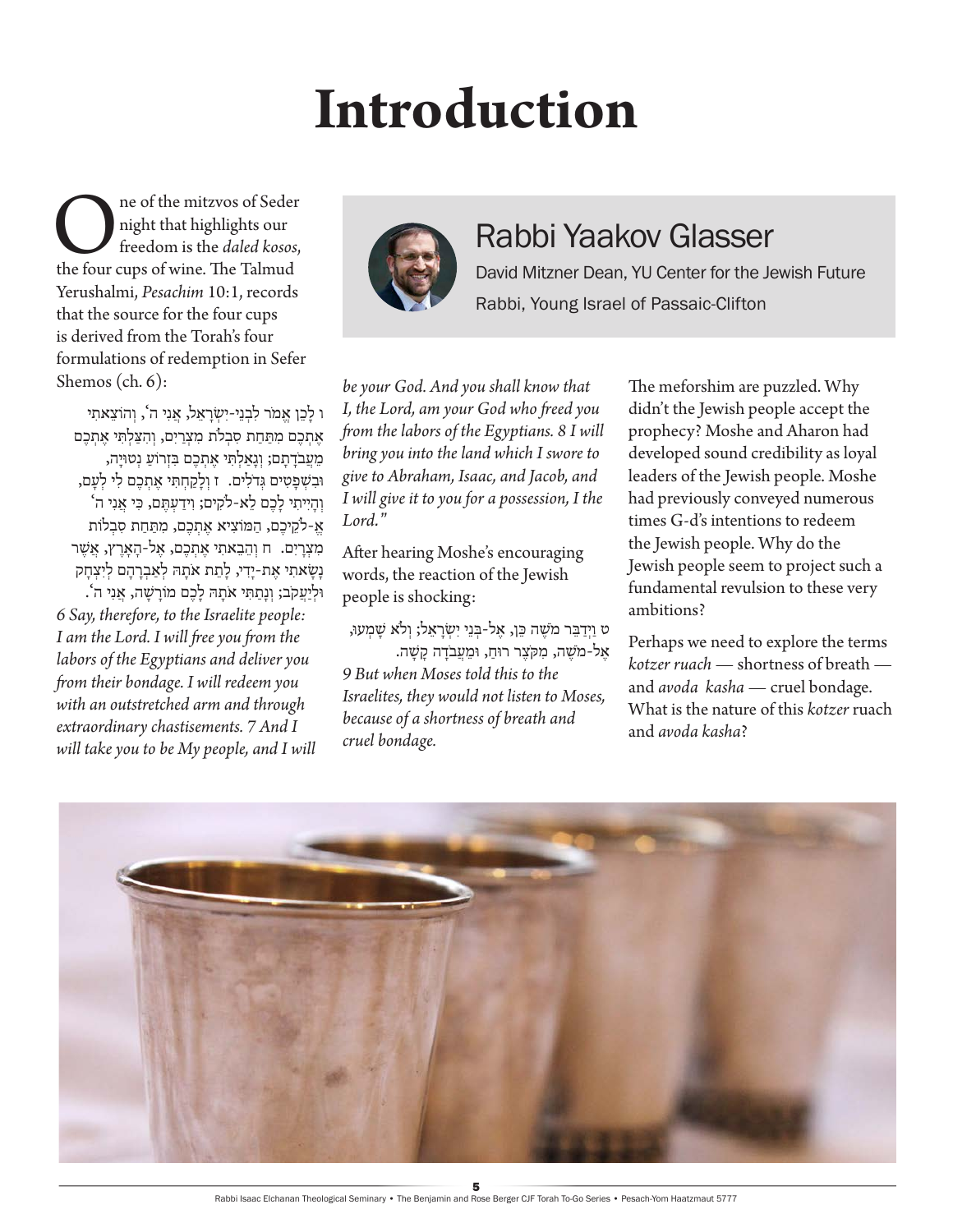# Introduction

## Rabbi Yaakov Glasser

David Mitzner Dean, YU Center for the Jewish Future

Rabbi, Young Israel of Passaic-Clifton

One of the mitzvos of Seder night that highlights our freedom is the *daled kosos*, the four cups of wine. The Talmud Yerushalmi, *Pesachim* 10:1, records that the source for the four cups is derived from the Torah's four formulations of redemption in Sefer Shemos (ch. 6):

ו לָכֵן אֱמֹר לִבְנֵי-יִשְׂרָאֵל, אֲנִי ה', וְהוֹצֵאתִי אֶתְכֶם מִתַּחַת סִבְלֹת מִצְרַיִם, וְהִצַּלְתִּי אֶתְכֶם מֵעֲבֹדָתָם; וְגָאַלְתִּי אֶתְכֶם בִּזְרוֹעַ נְטוּיָה, וּבִשְׁפָטִים גְּדֹלִים. ז וְלָקַחְתִּי אֶתְכֶם לִי לְעָם, וְהָיִיתִי לָכֶם לֵא-לֹקִים; וִידַעְתֶּם, כִּי אֲנִי ה' אֱ-לֹקֵיכֶם, הַמּוֹצִיא אֶתְכֶם, מִתַּחַת סִבְלוֹת מִצְרָיִם. ח וְהֵבֵאתִי אֶתְכֶם, אֶל-הָאָרֶץ, אֲשֶׁר נָשָׂאתִי אֶת-יָדִי, לָתֵת אֹתָהּ לְאַבְרָהָם לְיִצְחָק וּלְיַעֲקֹב; וְנָתַתִּי אֹתָהּ לָכֶם מוֹרָשָׁה, אֲנִי ה'.

*6 Say, therefore, to the Israelite people: I am the Lord. I will free you from the labors of the Egyptians and deliver you from their bondage. I will redeem you with an outstretched arm and through extraordinary chastisements. 7 And I will take you to be My people, and I will be your God. And you shall know that I, the Lord, am your God who freed you from the labors of the Egyptians. 8 I will bring you into the land which I swore to give to Abraham, Isaac, and Jacob, and I will give it to you for a possession, I the Lord."*

After hearing Moshe's encouraging words, the reaction of the Jewish people is shocking:

ט וַיְדַבֵּר מֹשֶׁה כֵּן, אֶל-בְּנֵי יִשְׂרָאֵל; וְלֹא שָׁמְעוּ, אֶל-מֹשֶׁה, מִקֹּצֶר רוּחַ, וּמֵעֲבֹדָה קָשָׁה.

*9 But when Moses told this to the Israelites, they would not listen to Moses, because of a shortness of breath and cruel bondage.*

The meforshim are puzzled. Why didn't the Jewish people accept the prophecy? Moshe and Aharon had developed sound credibility as loyal leaders of the Jewish people. Moshe had previously conveyed numerous times G-d's intentions to redeem the Jewish people. Why do the Jewish people seem to project such a fundamental revulsion to these very ambitions?

Perhaps we need to explore the terms *kotzer ruach* — shortness of breath — and *avoda kasha* — cruel bondage. What is the nature of this *kotzer* ruach and *avoda kasha*?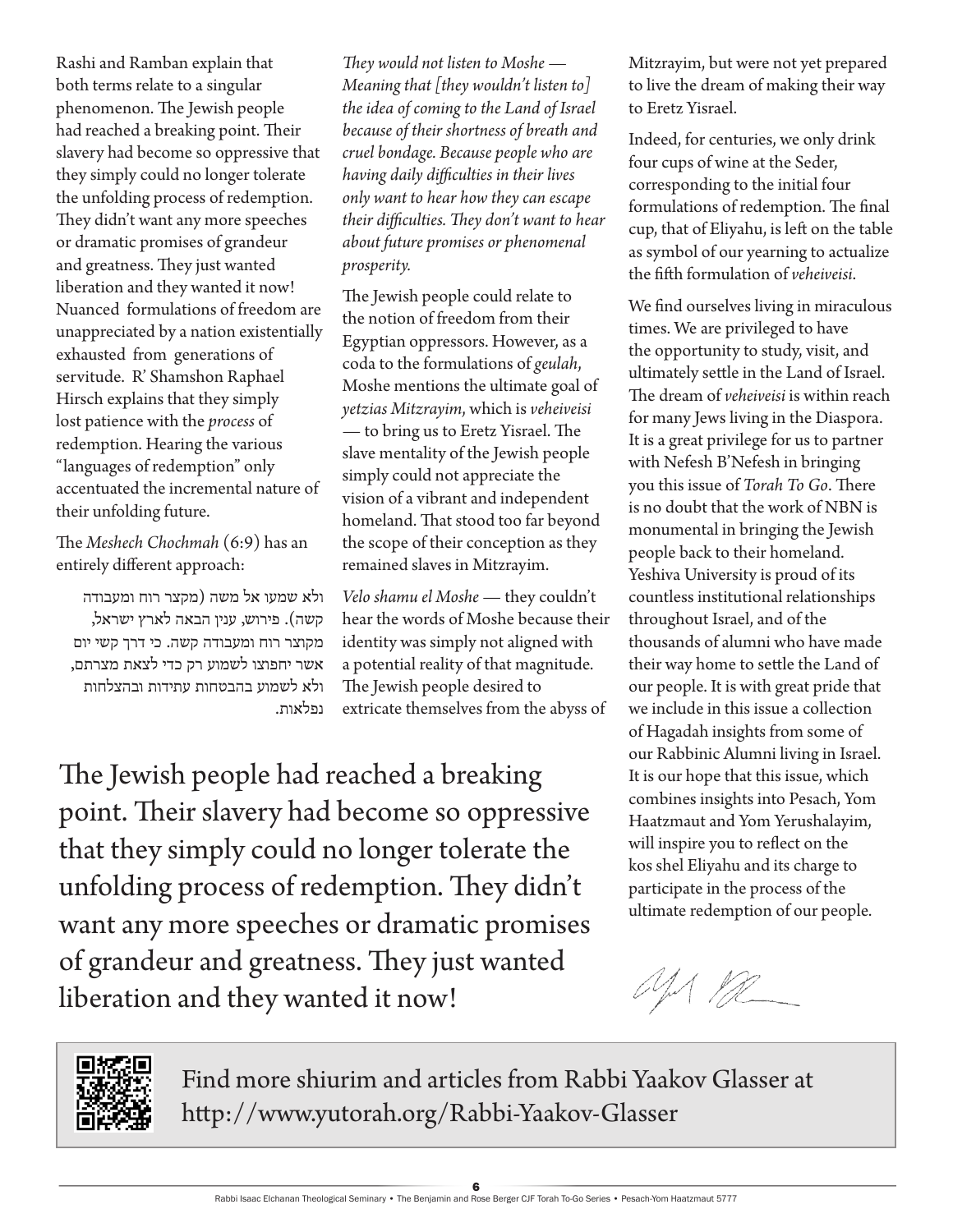Rashi and Ramban explain that both terms relate to a singular phenomenon. The Jewish people had reached a breaking point. Their slavery had become so oppressive that they simply could no longer tolerate the unfolding process of redemption. They didn't want any more speeches or dramatic promises of grandeur and greatness. They just wanted liberation and they wanted it now! Nuanced formulations of freedom are unappreciated by a nation existentially exhausted from generations of servitude. R' Shamshon Raphael Hirsch explains that they simply lost patience with the *process* of redemption. Hearing the various "languages of redemption" only accentuated the incremental nature of their unfolding future.

The *Meshech Chochmah* (6:9) has an entirely different approach:

> ולא שמעו אל משה (מקצר רוח ומעבודה קשה). פירוש, ענין הבאה לארץ ישראל, מקוצר רוח ומעבודה קשה. כי דרך קשי יום אשר יחפוצו לשמוע רק כדי לצאת מצרתם, ולא לשמוע בהבטחות עתידות ובהצלחות נפלאות.

*They would not listen to Moshe — Meaning that [they wouldn't listen to] the idea of coming to the Land of Israel because of their shortness of breath and cruel bondage. Because people who are having daily difficulties in their lives only want to hear how they can escape their difficulties. They don't want to hear about future promises or phenomenal prosperity.*

The Jewish people could relate to the notion of freedom from their Egyptian oppressors. However, as a coda to the formulations of *geulah*, Moshe mentions the ultimate goal of *yetzias Mitzrayim*, which is *veheiveisi* — to bring us to Eretz Yisrael. The slave mentality of the Jewish people simply could not appreciate the vision of a vibrant and independent homeland. That stood too far beyond the scope of their conception as they remained slaves in Mitzrayim.

*Velo shamu el Moshe* — they couldn't hear the words of Moshe because their identity was simply not aligned with a potential reality of that magnitude. The Jewish people desired to extricate themselves from the abyss of Mitzrayim, but were not yet prepared to live the dream of making their way to Eretz Yisrael.

Indeed, for centuries, we only drink four cups of wine at the Seder, corresponding to the initial four formulations of redemption. The final cup, that of Eliyahu, is left on the table as symbol of our yearning to actualize the fifth formulation of *veheiveisi*.

We find ourselves living in miraculous times. We are privileged to have the opportunity to study, visit, and ultimately settle in the Land of Israel. The dream of *veheiveisi* is within reach for many Jews living in the Diaspora. It is a great privilege for us to partner with Nefesh B'Nefesh in bringing you this issue of *Torah To Go*. There is no doubt that the work of NBN is monumental in bringing the Jewish people back to their homeland. Yeshiva University is proud of its countless institutional relationships throughout Israel, and of the thousands of alumni who have made their way home to settle the Land of our people. It is with great pride that we include in this issue a collection of Hagadah insights from some of our Rabbinic Alumni living in Israel. It is our hope that this issue, which combines insights into Pesach, Yom Haatzmaut and Yom Yerushalayim, will inspire you to reflect on the kos shel Eliyahu and its charge to participate in the process of the ultimate redemption of our people.

> The Jewish people had reached a breaking point. Their slavery had become so oppressive that they simply could no longer tolerate the unfolding process of redemption. They didn't want any more speeches or dramatic promises of grandeur and greatness. They just wanted liberation and they wanted it now!

Find more shiurim and articles from Rabbi Yaakov Glasser at http://www.yutorah.org/Rabbi-Yaakov-Glasser